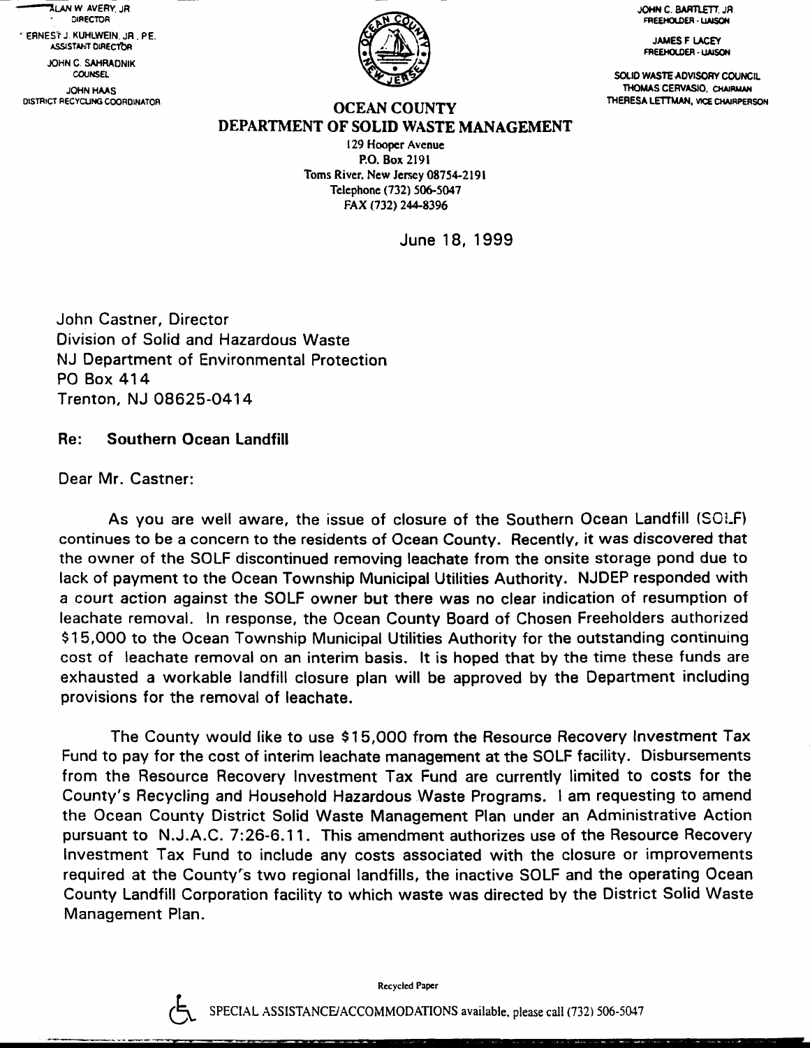ALAN W. AVERY, JR.
DIRECTOR

ERNEST J. KUHLWEIN, JR., P.E.
ASSISTANT DIRECTOR

JOHN C. SAHRADNIK
COUNSEL

JOHN HAAS
DISTRICT RECYCLING COORDINATOR

JOHN C. BARTLETT, JR.
FREEHOLDER - LIAISON

JAMES F. LACEY
FREEHOLDER - LIAISON

SOLID WASTE ADVISORY COUNCIL
THOMAS CERVASIO, CHAIRMAN
THERESA LETTMAN, VICE CHAIRPERSON

# OCEAN COUNTY
# DEPARTMENT OF SOLID WASTE MANAGEMENT

129 Hooper Avenue
P.O. Box 2191
Toms River, New Jersey 08754-2191
Telephone (732) 506-5047
FAX (732) 244-8396

June 18, 1999

John Castner, Director
Division of Solid and Hazardous Waste
NJ Department of Environmental Protection
PO Box 414
Trenton, NJ 08625-0414

**Re: Southern Ocean Landfill**

Dear Mr. Castner:

As you are well aware, the issue of closure of the Southern Ocean Landfill (SOLF) continues to be a concern to the residents of Ocean County. Recently, it was discovered that the owner of the SOLF discontinued removing leachate from the onsite storage pond due to lack of payment to the Ocean Township Municipal Utilities Authority. NJDEP responded with a court action against the SOLF owner but there was no clear indication of resumption of leachate removal. In response, the Ocean County Board of Chosen Freeholders authorized $15,000 to the Ocean Township Municipal Utilities Authority for the outstanding continuing cost of leachate removal on an interim basis. It is hoped that by the time these funds are exhausted a workable landfill closure plan will be approved by the Department including provisions for the removal of leachate.

The County would like to use $15,000 from the Resource Recovery Investment Tax Fund to pay for the cost of interim leachate management at the SOLF facility. Disbursements from the Resource Recovery Investment Tax Fund are currently limited to costs for the County's Recycling and Household Hazardous Waste Programs. I am requesting to amend the Ocean County District Solid Waste Management Plan under an Administrative Action pursuant to N.J.A.C. 7:26-6.11. This amendment authorizes use of the Resource Recovery Investment Tax Fund to include any costs associated with the closure or improvements required at the County's two regional landfills, the inactive SOLF and the operating Ocean County Landfill Corporation facility to which waste was directed by the District Solid Waste Management Plan.

Recycled Paper

SPECIAL ASSISTANCE/ACCOMMODATIONS available, please call (732) 506-5047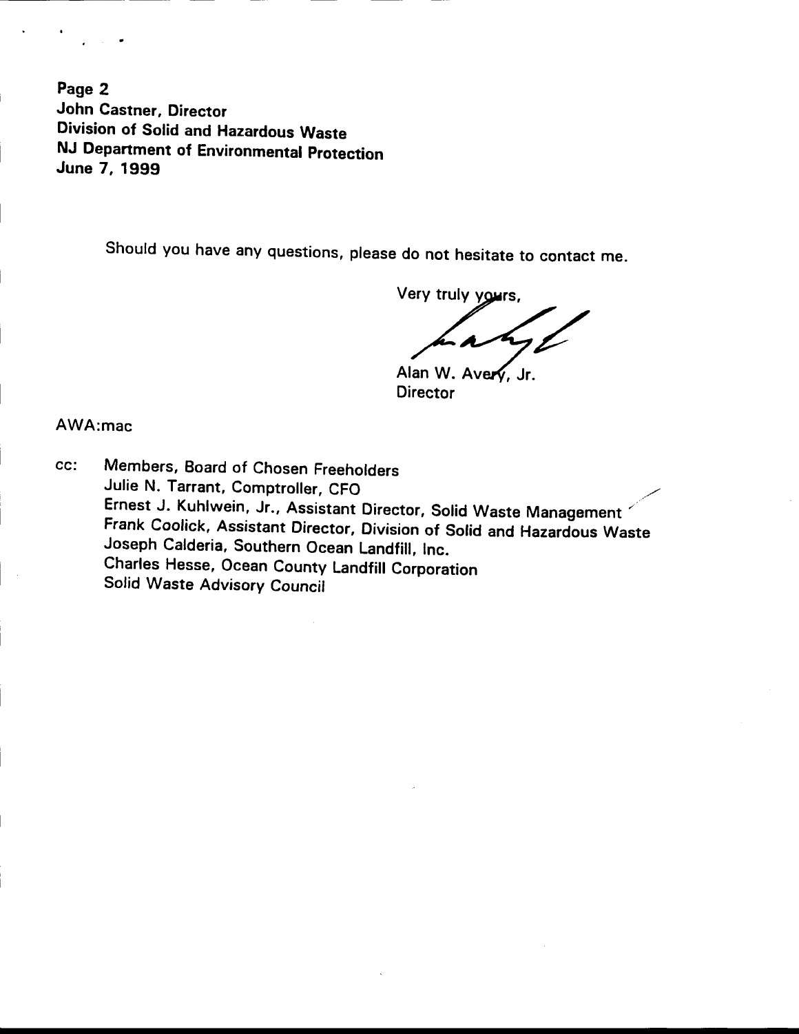**Page 2**
**John Castner, Director**
**Division of Solid and Hazardous Waste**
**NJ Department of Environmental Protection**
**June 7, 1999**

Should you have any questions, please do not hesitate to contact me.

Very truly yours,

Alan W. Avery, Jr.
Director

AWA:mac

cc: Members, Board of Chosen Freeholders
Julie N. Tarrant, Comptroller, CFO
Ernest J. Kuhlwein, Jr., Assistant Director, Solid Waste Management
Frank Coolick, Assistant Director, Division of Solid and Hazardous Waste
Joseph Calderia, Southern Ocean Landfill, Inc.
Charles Hesse, Ocean County Landfill Corporation
Solid Waste Advisory Council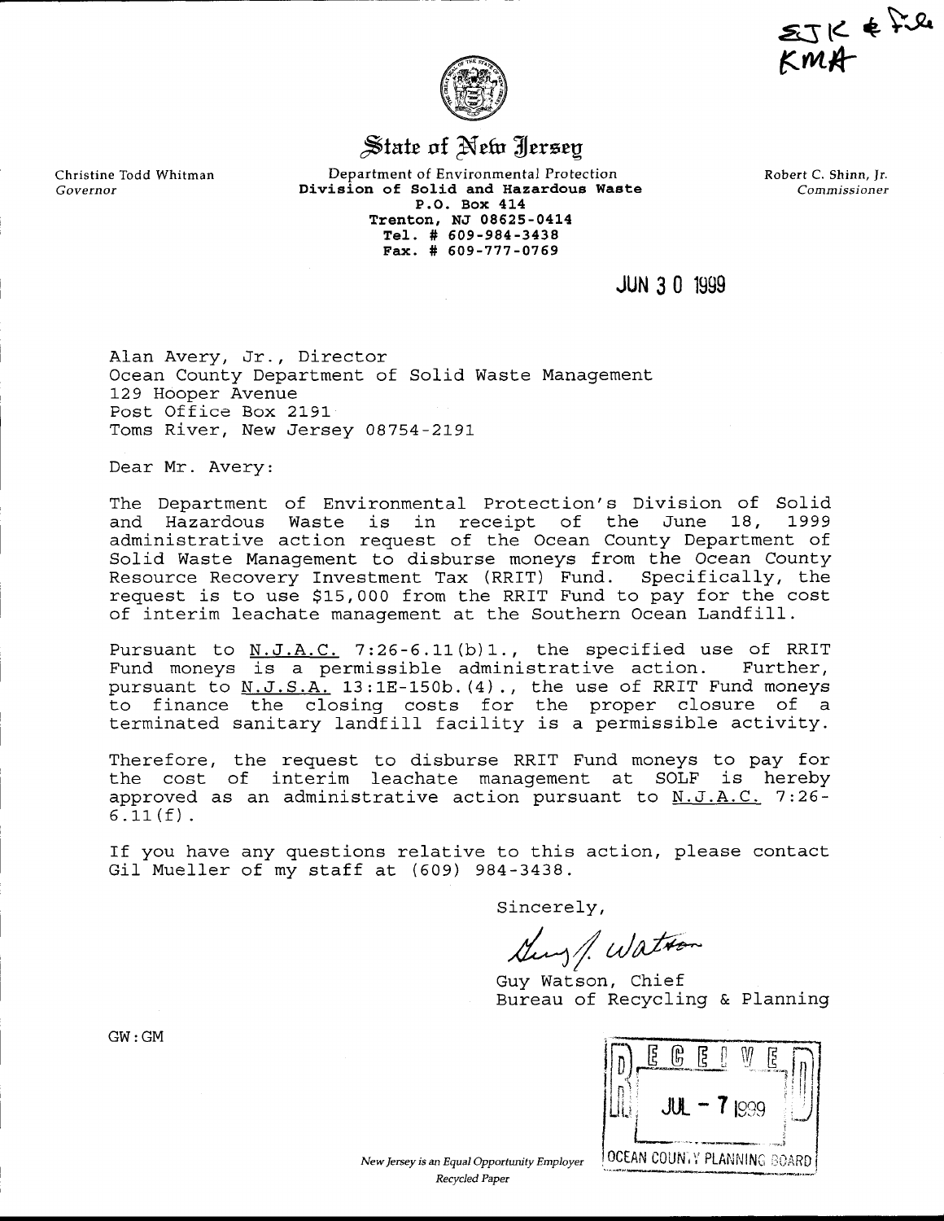EJK & File
KMA

# State of New Jersey

Christine Todd Whitman
*Governor*

Department of Environmental Protection
**Division of Solid and Hazardous Waste**
**P.O. Box 414**
**Trenton, NJ 08625-0414**
**Tel. # 609-984-3438**
**Fax. # 609-777-0769**

Robert C. Shinn, Jr.
*Commissioner*

JUN 30 1999

Alan Avery, Jr., Director
Ocean County Department of Solid Waste Management
129 Hooper Avenue
Post Office Box 2191
Toms River, New Jersey 08754-2191

Dear Mr. Avery:

The Department of Environmental Protection's Division of Solid and Hazardous Waste is in receipt of the June 18, 1999 administrative action request of the Ocean County Department of Solid Waste Management to disburse moneys from the Ocean County Resource Recovery Investment Tax (RRIT) Fund. Specifically, the request is to use $15,000 from the RRIT Fund to pay for the cost of interim leachate management at the Southern Ocean Landfill.

Pursuant to N.J.A.C. 7:26-6.11(b)1., the specified use of RRIT Fund moneys is a permissible administrative action. Further, pursuant to N.J.S.A. 13:1E-150b.(4)., the use of RRIT Fund moneys to finance the closing costs for the proper closure of a terminated sanitary landfill facility is a permissible activity.

Therefore, the request to disburse RRIT Fund moneys to pay for the cost of interim leachate management at SOLF is hereby approved as an administrative action pursuant to N.J.A.C. 7:26-6.11(f).

If you have any questions relative to this action, please contact Gil Mueller of my staff at (609) 984-3438.

Sincerely,

Guy Watson

Guy Watson, Chief
Bureau of Recycling & Planning

GW:GM

RECEIVED
JUL - 7 1999
OCEAN COUNTY PLANNING BOARD

*New Jersey is an Equal Opportunity Employer*
*Recycled Paper*